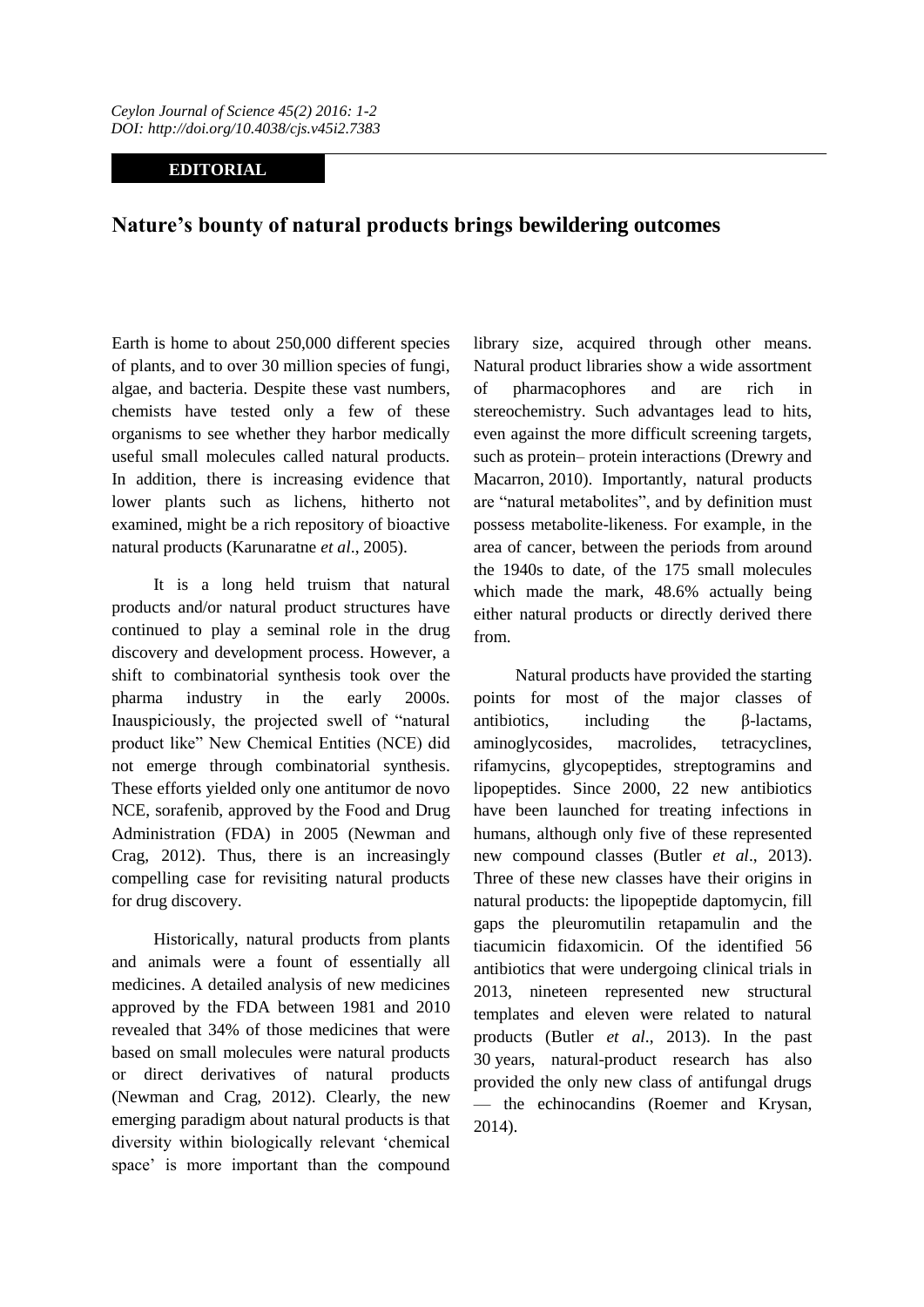EDITORIAL

# Nature's bounty of natural products brings bewildering outcomes

Earth is home to about 250,000 different species of plants, and to over 30 million species of fungi, algae, and bacteria. Despite these vast numbers, chemists have tested only a few of these organisms to see whether they harbor medically useful small molecules called natural products. In addition, there is increasing evidence that lower plants such as lichens, hitherto not examined, might be a rich repository of bioactive natural products (Karunaratne *et al*., 2005).

It is a long held truism that natural products and/or natural product structures have continued to play a seminal role in the drug discovery and development process. However, a shift to combinatorial synthesis took over the pharma industry in the early 2000s. Inauspiciously, the projected swell of "natural product like" New Chemical Entities (NCE) did not emerge through combinatorial synthesis. These efforts yielded only one antitumor de novo NCE, sorafenib, approved by the Food and Drug Administration (FDA) in 2005 (Newman and Crag, 2012). Thus, there is an increasingly compelling case for revisiting natural products for drug discovery.

Historically, natural products from plants and animals were a fount of essentially all medicines. A detailed analysis of new medicines approved by the FDA between 1981 and 2010 revealed that 34% of those medicines that were based on small molecules were natural products or direct derivatives of natural products (Newman and Crag, 2012). Clearly, the new emerging paradigm about natural products is that diversity within biologically relevant 'chemical space' is more important than the compound library size, acquired through other means. Natural product libraries show a wide assortment of pharmacophores and are rich in stereochemistry. Such advantages lead to hits, even against the more difficult screening targets, such as protein– protein interactions (Drewry and Macarron, 2010). Importantly, natural products are "natural metabolites", and by definition must possess metabolite-likeness. For example, in the area of cancer, between the periods from around the 1940s to date, of the 175 small molecules which made the mark, 48.6% actually being either natural products or directly derived there from.

Natural products have provided the starting points for most of the major classes of antibiotics, including the β-lactams, aminoglycosides, macrolides, tetracyclines, rifamycins, glycopeptides, streptogramins and lipopeptides. Since 2000, 22 new antibiotics have been launched for treating infections in humans, although only five of these represented new compound classes (Butler *et al*., 2013). Three of these new classes have their origins in natural products: the lipopeptide daptomycin, fill gaps the pleuromutilin retapamulin and the tiacumicin fidaxomicin. Of the identified 56 antibiotics that were undergoing clinical trials in 2013, nineteen represented new structural templates and eleven were related to natural products (Butler *et al*., 2013). In the past 30 years, natural-product research has also provided the only new class of antifungal drugs — the echinocandins (Roemer and Krysan, 2014).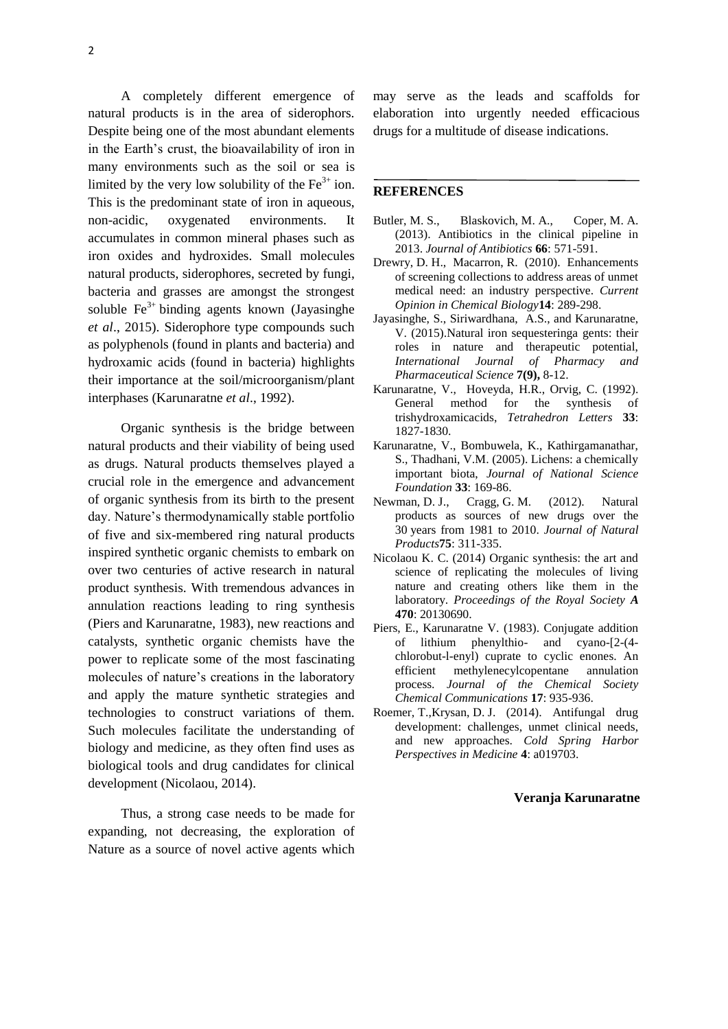A completely different emergence of natural products is in the area of siderophors. Despite being one of the most abundant elements in the Earth's crust, the bioavailability of iron in many environments such as the soil or sea is limited by the very low solubility of the $Fe^{3+}$ ion. This is the predominant state of iron in aqueous, non-acidic, oxygenated environments. It accumulates in common mineral phases such as iron oxides and hydroxides. Small molecules natural products, siderophores, secreted by fungi, bacteria and grasses are amongst the strongest soluble $Fe^{3+}$ binding agents known (Jayasinghe *et al*., 2015). Siderophore type compounds such as polyphenols (found in plants and bacteria) and hydroxamic acids (found in bacteria) highlights their importance at the soil/microorganism/plant interphases (Karunaratne *et al*., 1992).

Organic synthesis is the bridge between natural products and their viability of being used as drugs. Natural products themselves played a crucial role in the emergence and advancement of organic synthesis from its birth to the present day. Nature's thermodynamically stable portfolio of five and six-membered ring natural products inspired synthetic organic chemists to embark on over two centuries of active research in natural product synthesis. With tremendous advances in annulation reactions leading to ring synthesis (Piers and Karunaratne, 1983), new reactions and catalysts, synthetic organic chemists have the power to replicate some of the most fascinating molecules of nature's creations in the laboratory and apply the mature synthetic strategies and technologies to construct variations of them. Such molecules facilitate the understanding of biology and medicine, as they often find uses as biological tools and drug candidates for clinical development (Nicolaou, 2014).

Thus, a strong case needs to be made for expanding, not decreasing, the exploration of Nature as a source of novel active agents which may serve as the leads and scaffolds for elaboration into urgently needed efficacious drugs for a multitude of disease indications.

## REFERENCES

Butler, M. S., Blaskovich, M. A., Coper, M. A. (2013). Antibiotics in the clinical pipeline in 2013. *Journal of Antibiotics* **66**: 571-591.

Drewry, D. H., Macarron, R. (2010). Enhancements of screening collections to address areas of unmet medical need: an industry perspective. *Current Opinion in Chemical Biology***14**: 289-298.

Jayasinghe, S., Siriwardhana, A.S., and Karunaratne, V. (2015).Natural iron sequesteringa gents: their roles in nature and therapeutic potential, *International Journal of Pharmacy and Pharmaceutical Science* **7(9),** 8-12.

Karunaratne, V., Hoveyda, H.R., Orvig, C. (1992). General method for the synthesis of trishydroxamicacids, *Tetrahedron Letters* **33**: 1827-1830.

Karunaratne, V., Bombuwela, K., Kathirgamanathar, S., Thadhani, V.M. (2005). Lichens: a chemically important biota, *Journal of National Science Foundation* **33**: 169-86.

Newman, D. J., Cragg, G. M. (2012). Natural products as sources of new drugs over the 30 years from 1981 to 2010. *Journal of Natural Products***75**: 311-335.

Nicolaou K. C. (2014) Organic synthesis: the art and science of replicating the molecules of living nature and creating others like them in the laboratory. *Proceedings of the Royal Society **A*** **470**: 20130690.

Piers, E., Karunaratne V. (1983). Conjugate addition of lithium phenylthio- and cyano-[2-(4-chlorobut-l-enyl) cuprate to cyclic enones. An efficient methylenecylcopentane annulation process. *Journal of the Chemical Society Chemical Communications* **17**: 935-936.

Roemer, T.,Krysan, D. J. (2014). Antifungal drug development: challenges, unmet clinical needs, and new approaches. *Cold Spring Harbor Perspectives in Medicine* **4**: a019703.

**Veranja Karunaratne**